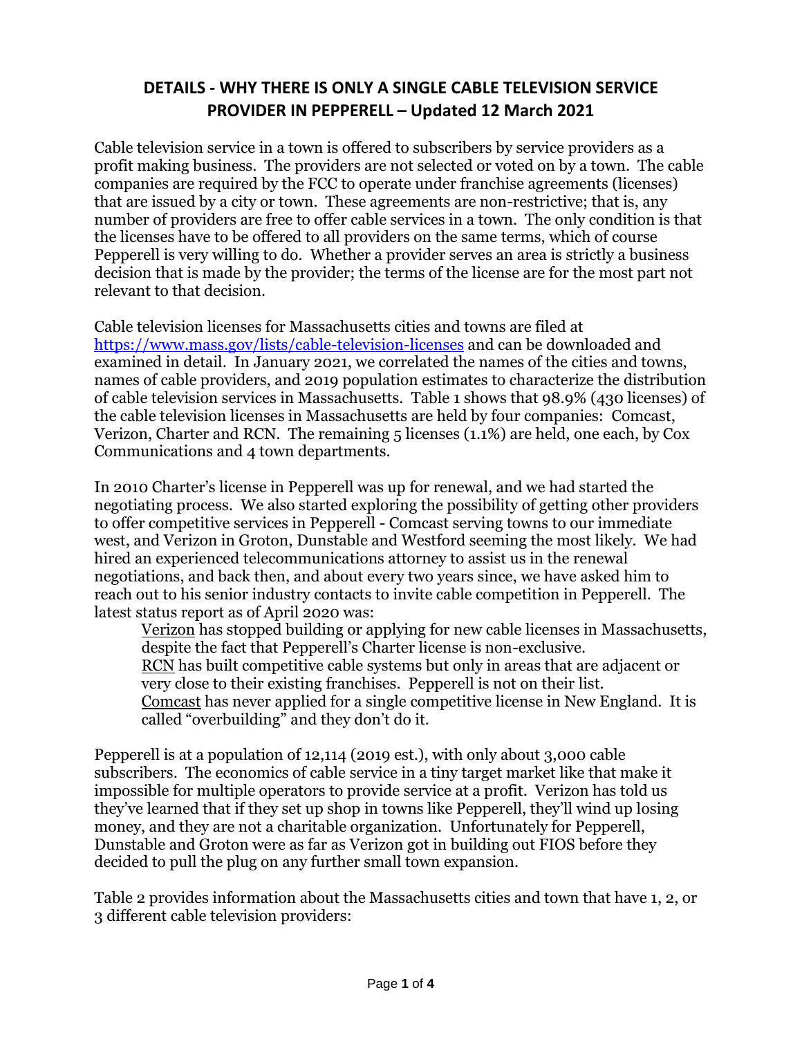# DETAILS - WHY THERE IS ONLY A SINGLE CABLE TELEVISION SERVICE PROVIDER IN PEPPERELL – Updated 12 March 2021

Cable television service in a town is offered to subscribers by service providers as a profit making business. The providers are not selected or voted on by a town. The cable companies are required by the FCC to operate under franchise agreements (licenses) that are issued by a city or town. These agreements are non-restrictive; that is, any number of providers are free to offer cable services in a town. The only condition is that the licenses have to be offered to all providers on the same terms, which of course Pepperell is very willing to do. Whether a provider serves an area is strictly a business decision that is made by the provider; the terms of the license are for the most part not relevant to that decision.

Cable television licenses for Massachusetts cities and towns are filed at [https://www.mass.gov/lists/cable-television-licenses](https://www.mass.gov/lists/cable-television-licenses) and can be downloaded and examined in detail. In January 2021, we correlated the names of the cities and towns, names of cable providers, and 2019 population estimates to characterize the distribution of cable television services in Massachusetts. Table 1 shows that 98.9% (430 licenses) of the cable television licenses in Massachusetts are held by four companies: Comcast, Verizon, Charter and RCN. The remaining 5 licenses (1.1%) are held, one each, by Cox Communications and 4 town departments.

In 2010 Charter's license in Pepperell was up for renewal, and we had started the negotiating process. We also started exploring the possibility of getting other providers to offer competitive services in Pepperell - Comcast serving towns to our immediate west, and Verizon in Groton, Dunstable and Westford seeming the most likely. We had hired an experienced telecommunications attorney to assist us in the renewal negotiations, and back then, and about every two years since, we have asked him to reach out to his senior industry contacts to invite cable competition in Pepperell. The latest status report as of April 2020 was:

> Verizon has stopped building or applying for new cable licenses in Massachusetts, despite the fact that Pepperell's Charter license is non-exclusive.
> RCN has built competitive cable systems but only in areas that are adjacent or very close to their existing franchises. Pepperell is not on their list.
> Comcast has never applied for a single competitive license in New England. It is called "overbuilding" and they don't do it.

Pepperell is at a population of 12,114 (2019 est.), with only about 3,000 cable subscribers. The economics of cable service in a tiny target market like that make it impossible for multiple operators to provide service at a profit. Verizon has told us they've learned that if they set up shop in towns like Pepperell, they'll wind up losing money, and they are not a charitable organization. Unfortunately for Pepperell, Dunstable and Groton were as far as Verizon got in building out FIOS before they decided to pull the plug on any further small town expansion.

Table 2 provides information about the Massachusetts cities and town that have 1, 2, or 3 different cable television providers: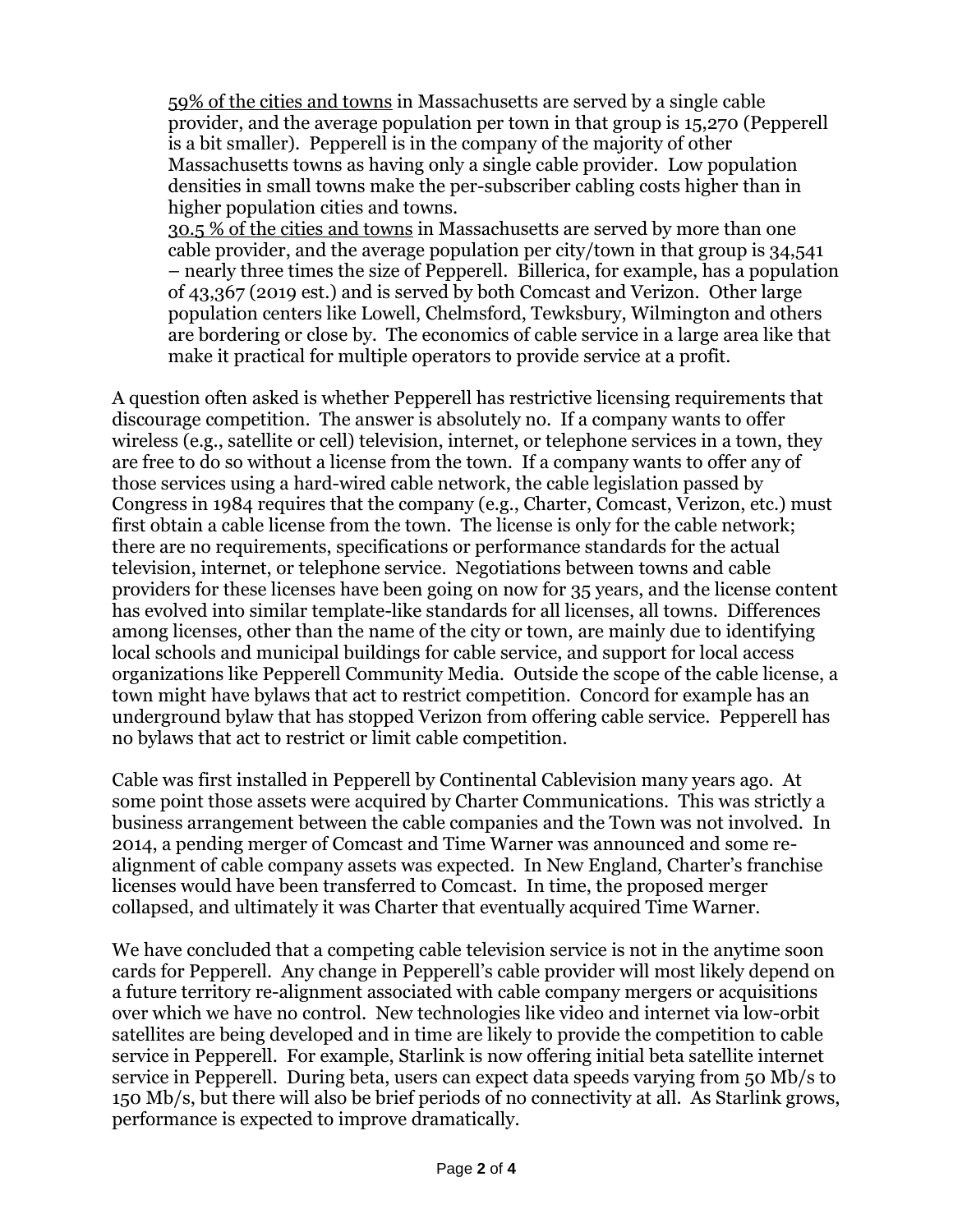<u>59% of the cities and towns</u> in Massachusetts are served by a single cable provider, and the average population per town in that group is 15,270 (Pepperell is a bit smaller). Pepperell is in the company of the majority of other Massachusetts towns as having only a single cable provider. Low population densities in small towns make the per-subscriber cabling costs higher than in higher population cities and towns.

<u>30.5 % of the cities and towns</u> in Massachusetts are served by more than one cable provider, and the average population per city/town in that group is 34,541 – nearly three times the size of Pepperell. Billerica, for example, has a population of 43,367 (2019 est.) and is served by both Comcast and Verizon. Other large population centers like Lowell, Chelmsford, Tewksbury, Wilmington and others are bordering or close by. The economics of cable service in a large area like that make it practical for multiple operators to provide service at a profit.

A question often asked is whether Pepperell has restrictive licensing requirements that discourage competition. The answer is absolutely no. If a company wants to offer wireless (e.g., satellite or cell) television, internet, or telephone services in a town, they are free to do so without a license from the town. If a company wants to offer any of those services using a hard-wired cable network, the cable legislation passed by Congress in 1984 requires that the company (e.g., Charter, Comcast, Verizon, etc.) must first obtain a cable license from the town. The license is only for the cable network; there are no requirements, specifications or performance standards for the actual television, internet, or telephone service. Negotiations between towns and cable providers for these licenses have been going on now for 35 years, and the license content has evolved into similar template-like standards for all licenses, all towns. Differences among licenses, other than the name of the city or town, are mainly due to identifying local schools and municipal buildings for cable service, and support for local access organizations like Pepperell Community Media. Outside the scope of the cable license, a town might have bylaws that act to restrict competition. Concord for example has an underground bylaw that has stopped Verizon from offering cable service. Pepperell has no bylaws that act to restrict or limit cable competition.

Cable was first installed in Pepperell by Continental Cablevision many years ago. At some point those assets were acquired by Charter Communications. This was strictly a business arrangement between the cable companies and the Town was not involved. In 2014, a pending merger of Comcast and Time Warner was announced and some re-alignment of cable company assets was expected. In New England, Charter's franchise licenses would have been transferred to Comcast. In time, the proposed merger collapsed, and ultimately it was Charter that eventually acquired Time Warner.

We have concluded that a competing cable television service is not in the anytime soon cards for Pepperell. Any change in Pepperell's cable provider will most likely depend on a future territory re-alignment associated with cable company mergers or acquisitions over which we have no control. New technologies like video and internet via low-orbit satellites are being developed and in time are likely to provide the competition to cable service in Pepperell. For example, Starlink is now offering initial beta satellite internet service in Pepperell. During beta, users can expect data speeds varying from 50 Mb/s to 150 Mb/s, but there will also be brief periods of no connectivity at all. As Starlink grows, performance is expected to improve dramatically.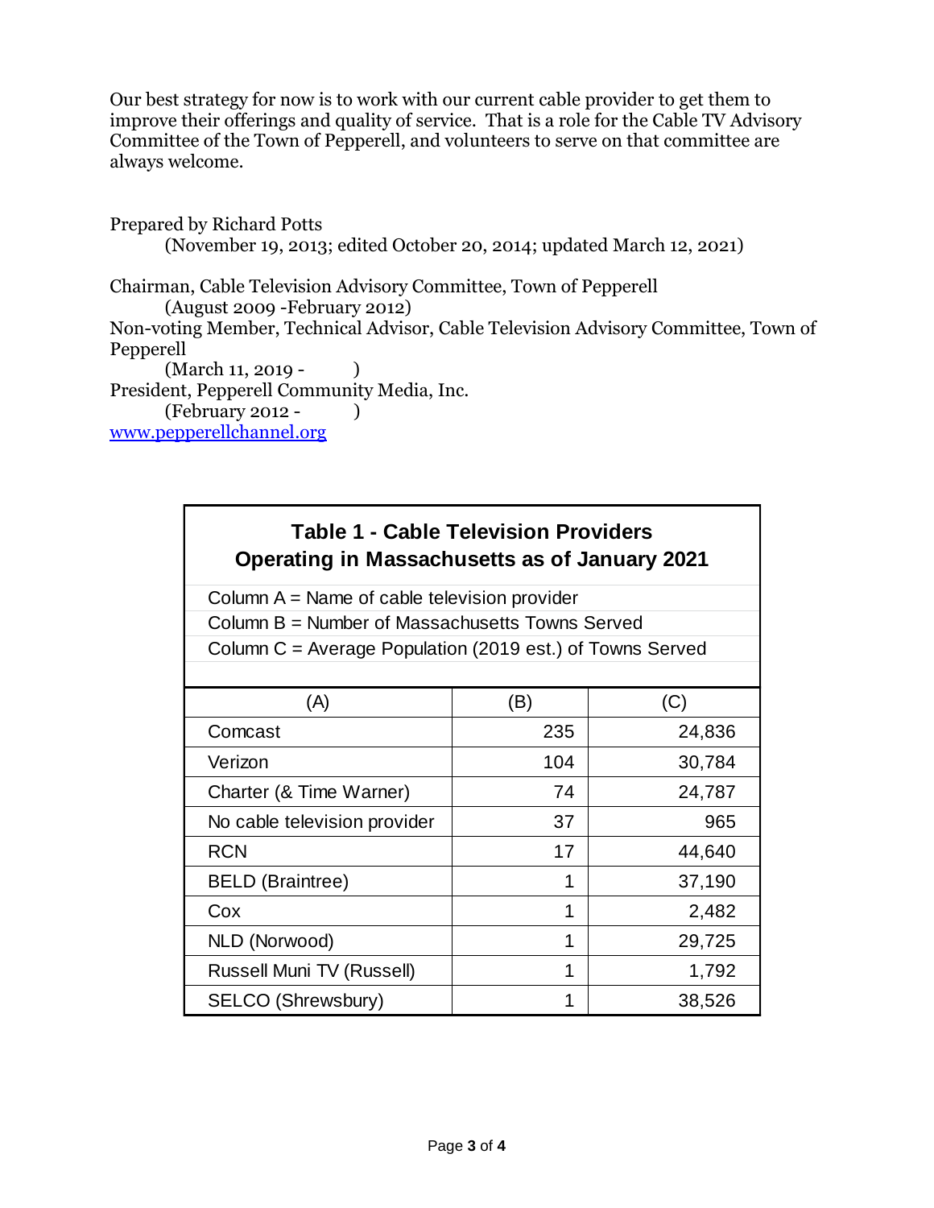Our best strategy for now is to work with our current cable provider to get them to improve their offerings and quality of service. That is a role for the Cable TV Advisory Committee of the Town of Pepperell, and volunteers to serve on that committee are always welcome.

Prepared by Richard Potts
(November 19, 2013; edited October 20, 2014; updated March 12, 2021)

Chairman, Cable Television Advisory Committee, Town of Pepperell
(August 2009 -February 2012)
Non-voting Member, Technical Advisor, Cable Television Advisory Committee, Town of Pepperell
(March 11, 2019 - )
President, Pepperell Community Media, Inc.
(February 2012 - )
[www.pepperellchannel.org](http://www.pepperellchannel.org)

**Table 1 - Cable Television Providers Operating in Massachusetts as of January 2021**

Column A = Name of cable television provider
Column B = Number of Massachusetts Towns Served
Column C = Average Population (2019 est.) of Towns Served

| (A) | (B) | (C) |
|---|---|---|
| Comcast | 235 | 24,836 |
| Verizon | 104 | 30,784 |
| Charter (& Time Warner) | 74 | 24,787 |
| No cable television provider | 37 | 965 |
| RCN | 17 | 44,640 |
| BELD (Braintree) | 1 | 37,190 |
| Cox | 1 | 2,482 |
| NLD (Norwood) | 1 | 29,725 |
| Russell Muni TV (Russell) | 1 | 1,792 |
| SELCO (Shrewsbury) | 1 | 38,526 |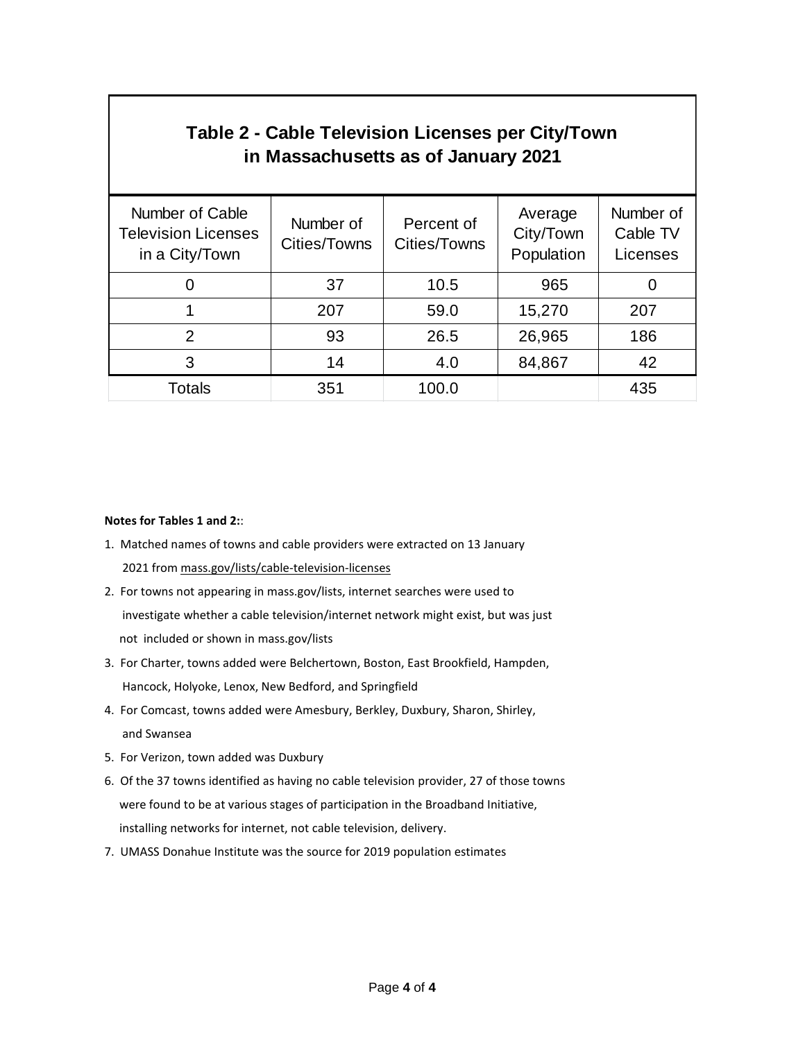## Table 2 - Cable Television Licenses per City/Town in Massachusetts as of January 2021

| Number of Cable Television Licenses in a City/Town | Number of Cities/Towns | Percent of Cities/Towns | Average City/Town Population | Number of Cable TV Licenses |
|---|---|---|---|---|
| 0 | 37 | 10.5 | 965 | 0 |
| 1 | 207 | 59.0 | 15,270 | 207 |
| 2 | 93 | 26.5 | 26,965 | 186 |
| 3 | 14 | 4.0 | 84,867 | 42 |
| Totals | 351 | 100.0 | | 435 |

**Notes for Tables 1 and 2:**:

1. Matched names of towns and cable providers were extracted on 13 January 2021 from mass.gov/lists/cable-television-licenses
2. For towns not appearing in mass.gov/lists, internet searches were used to investigate whether a cable television/internet network might exist, but was just not included or shown in mass.gov/lists
3. For Charter, towns added were Belchertown, Boston, East Brookfield, Hampden, Hancock, Holyoke, Lenox, New Bedford, and Springfield
4. For Comcast, towns added were Amesbury, Berkley, Duxbury, Sharon, Shirley, and Swansea
5. For Verizon, town added was Duxbury
6. Of the 37 towns identified as having no cable television provider, 27 of those towns were found to be at various stages of participation in the Broadband Initiative, installing networks for internet, not cable television, delivery.
7. UMASS Donahue Institute was the source for 2019 population estimates